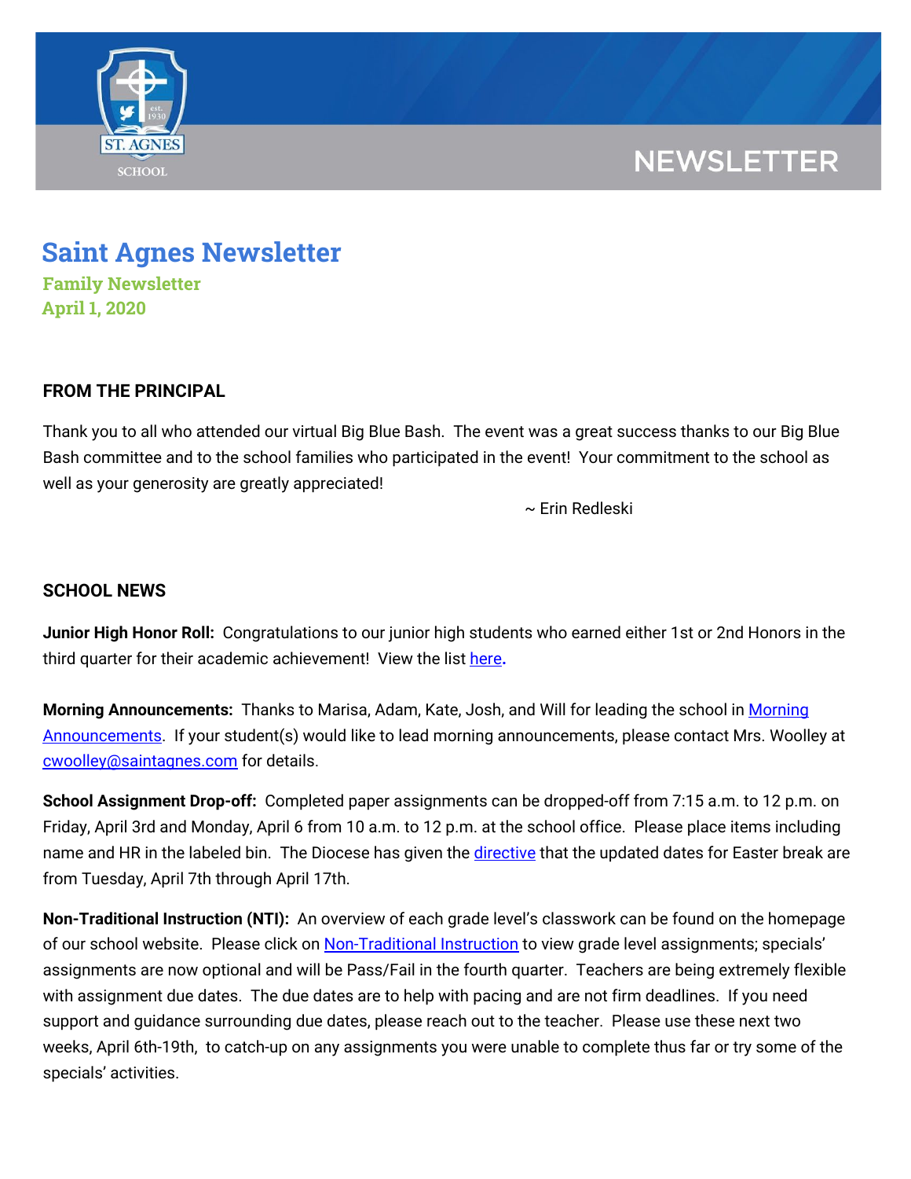NEWSLETTER

# Saint Agnes Newsletter

**Family Newsletter**
**April 1, 2020**

## FROM THE PRINCIPAL

Thank you to all who attended our virtual Big Blue Bash. The event was a great success thanks to our Big Blue Bash committee and to the school families who participated in the event! Your commitment to the school as well as your generosity are greatly appreciated!

~ Erin Redleski

## SCHOOL NEWS

**Junior High Honor Roll:** Congratulations to our junior high students who earned either 1st or 2nd Honors in the third quarter for their academic achievement! View the list here**.**

**Morning Announcements:** Thanks to Marisa, Adam, Kate, Josh, and Will for leading the school in Morning Announcements. If your student(s) would like to lead morning announcements, please contact Mrs. Woolley at cwoolley@saintagnes.com for details.

**School Assignment Drop-off:** Completed paper assignments can be dropped-off from 7:15 a.m. to 12 p.m. on Friday, April 3rd and Monday, April 6 from 10 a.m. to 12 p.m. at the school office. Please place items including name and HR in the labeled bin. The Diocese has given the directive that the updated dates for Easter break are from Tuesday, April 7th through April 17th.

**Non-Traditional Instruction (NTI):** An overview of each grade level's classwork can be found on the homepage of our school website. Please click on Non-Traditional Instruction to view grade level assignments; specials' assignments are now optional and will be Pass/Fail in the fourth quarter. Teachers are being extremely flexible with assignment due dates. The due dates are to help with pacing and are not firm deadlines. If you need support and guidance surrounding due dates, please reach out to the teacher. Please use these next two weeks, April 6th-19th, to catch-up on any assignments you were unable to complete thus far or try some of the specials' activities.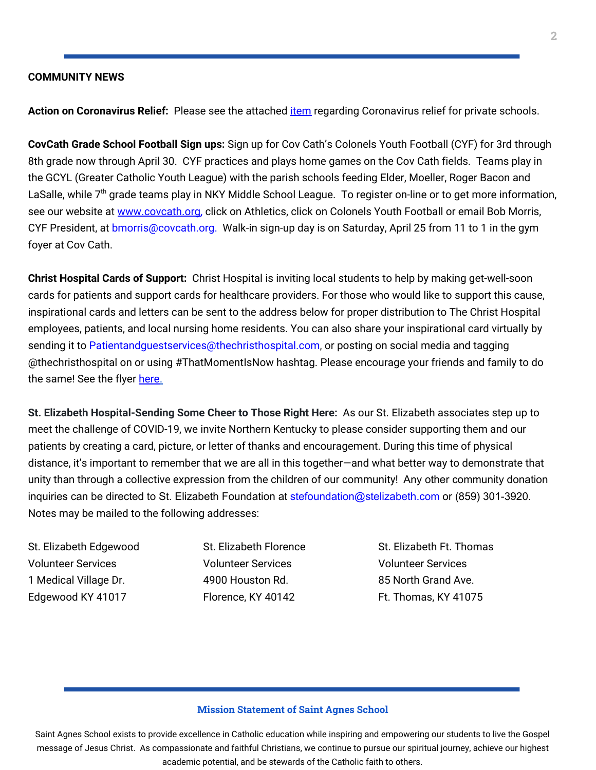**COMMUNITY NEWS**

**Action on Coronavirus Relief:** Please see the attached item regarding Coronavirus relief for private schools.

**CovCath Grade School Football Sign ups:** Sign up for Cov Cath's Colonels Youth Football (CYF) for 3rd through 8th grade now through April 30. CYF practices and plays home games on the Cov Cath fields. Teams play in the GCYL (Greater Catholic Youth League) with the parish schools feeding Elder, Moeller, Roger Bacon and LaSalle, while 7th grade teams play in NKY Middle School League. To register on-line or to get more information, see our website at www.covcath.org, click on Athletics, click on Colonels Youth Football or email Bob Morris, CYF President, at bmorris@covcath.org. Walk-in sign-up day is on Saturday, April 25 from 11 to 1 in the gym foyer at Cov Cath.

**Christ Hospital Cards of Support:** Christ Hospital is inviting local students to help by making get-well-soon cards for patients and support cards for healthcare providers. For those who would like to support this cause, inspirational cards and letters can be sent to the address below for proper distribution to The Christ Hospital employees, patients, and local nursing home residents. You can also share your inspirational card virtually by sending it to Patientandguestservices@thechristhospital.com, or posting on social media and tagging @thechristhospital on or using #ThatMomentIsNow hashtag. Please encourage your friends and family to do the same! See the flyer here.

**St. Elizabeth Hospital-Sending Some Cheer to Those Right Here:** As our St. Elizabeth associates step up to meet the challenge of COVID-19, we invite Northern Kentucky to please consider supporting them and our patients by creating a card, picture, or letter of thanks and encouragement. During this time of physical distance, it's important to remember that we are all in this together—and what better way to demonstrate that unity than through a collective expression from the children of our community! Any other community donation inquiries can be directed to St. Elizabeth Foundation at stefoundation@stelizabeth.com or (859) 301-3920. Notes may be mailed to the following addresses:

St. Elizabeth Edgewood
Volunteer Services
1 Medical Village Dr.
Edgewood KY 41017

St. Elizabeth Florence
Volunteer Services
4900 Houston Rd.
Florence, KY 40142

St. Elizabeth Ft. Thomas
Volunteer Services
85 North Grand Ave.
Ft. Thomas, KY 41075

**Mission Statement of Saint Agnes School**

Saint Agnes School exists to provide excellence in Catholic education while inspiring and empowering our students to live the Gospel message of Jesus Christ. As compassionate and faithful Christians, we continue to pursue our spiritual journey, achieve our highest academic potential, and be stewards of the Catholic faith to others.